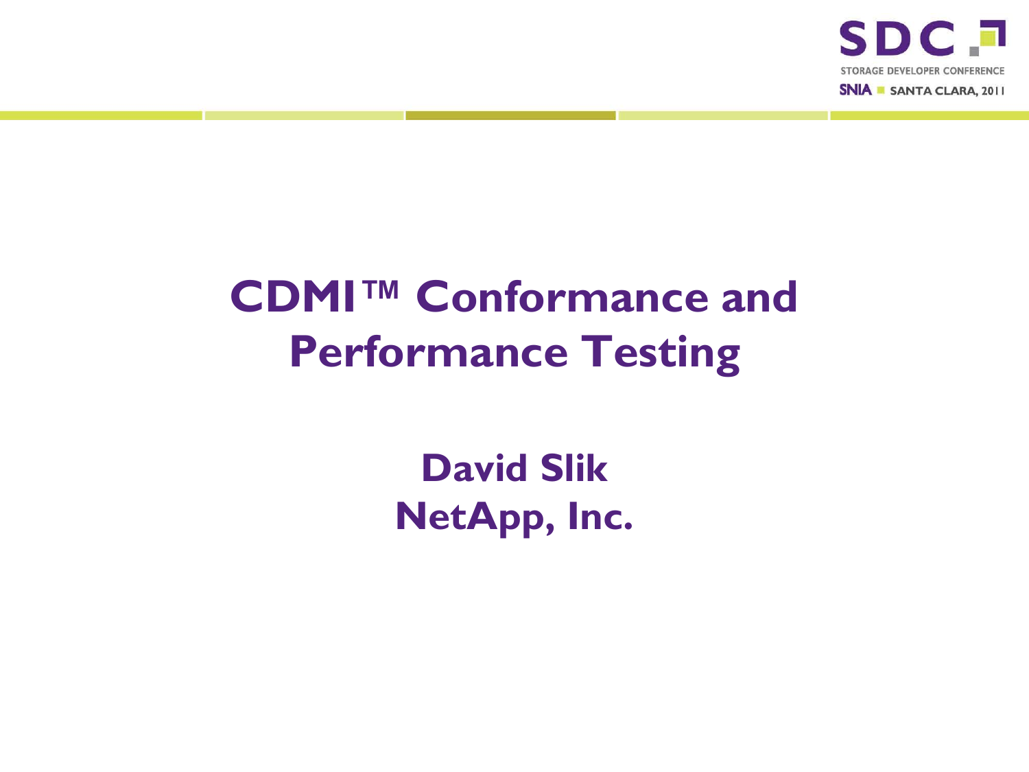# CDMI™ Conformance and Performance Testing

**David Slik**
**NetApp, Inc.**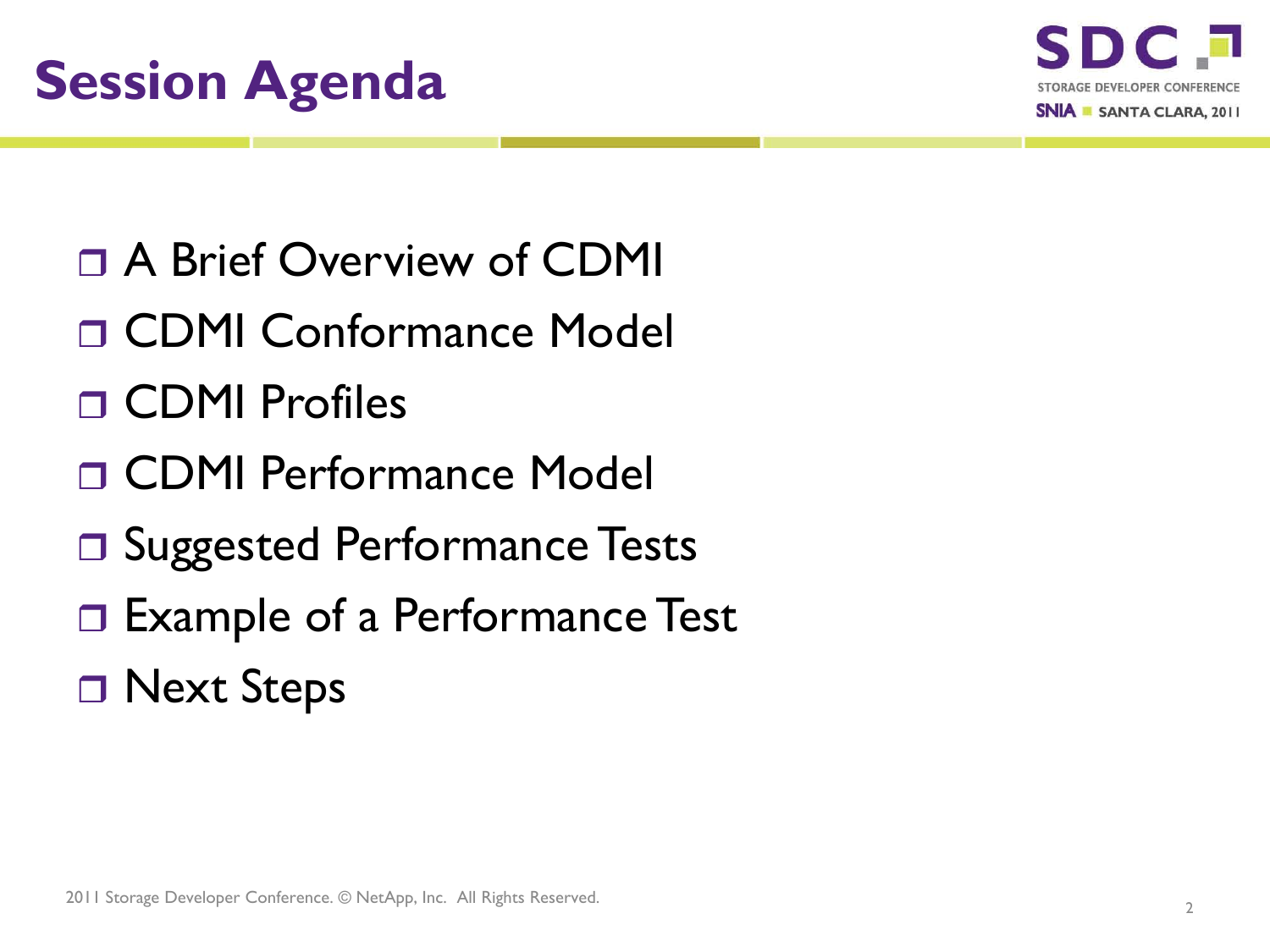# Session Agenda

- A Brief Overview of CDMI
- CDMI Conformance Model
- CDMI Profiles
- CDMI Performance Model
- Suggested Performance Tests
- Example of a Performance Test
- Next Steps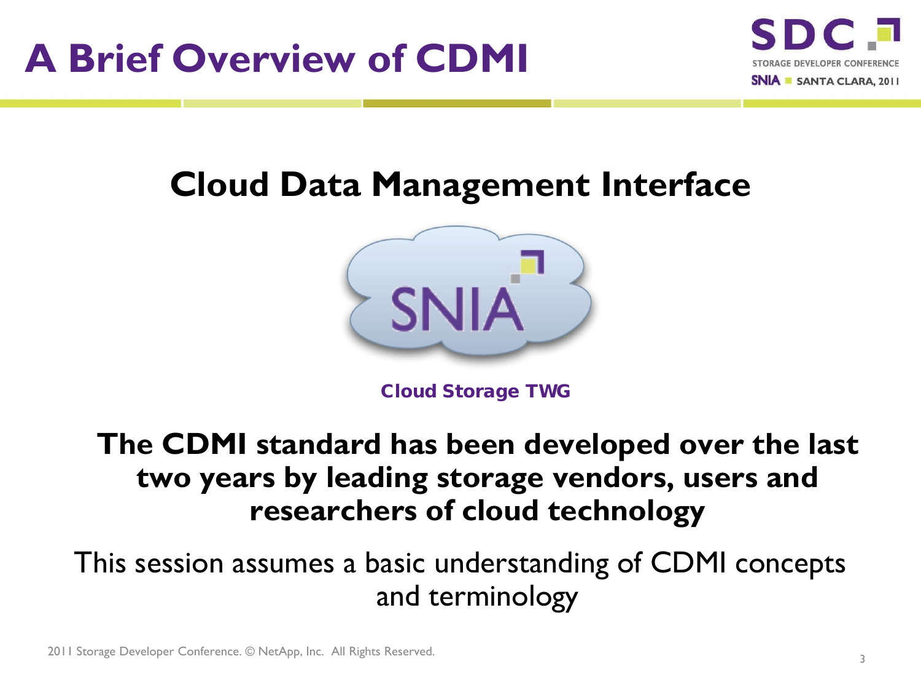# A Brief Overview of CDMI

## Cloud Data Management Interface

Cloud Storage TWG

**The CDMI standard has been developed over the last two years by leading storage vendors, users and researchers of cloud technology**

This session assumes a basic understanding of CDMI concepts and terminology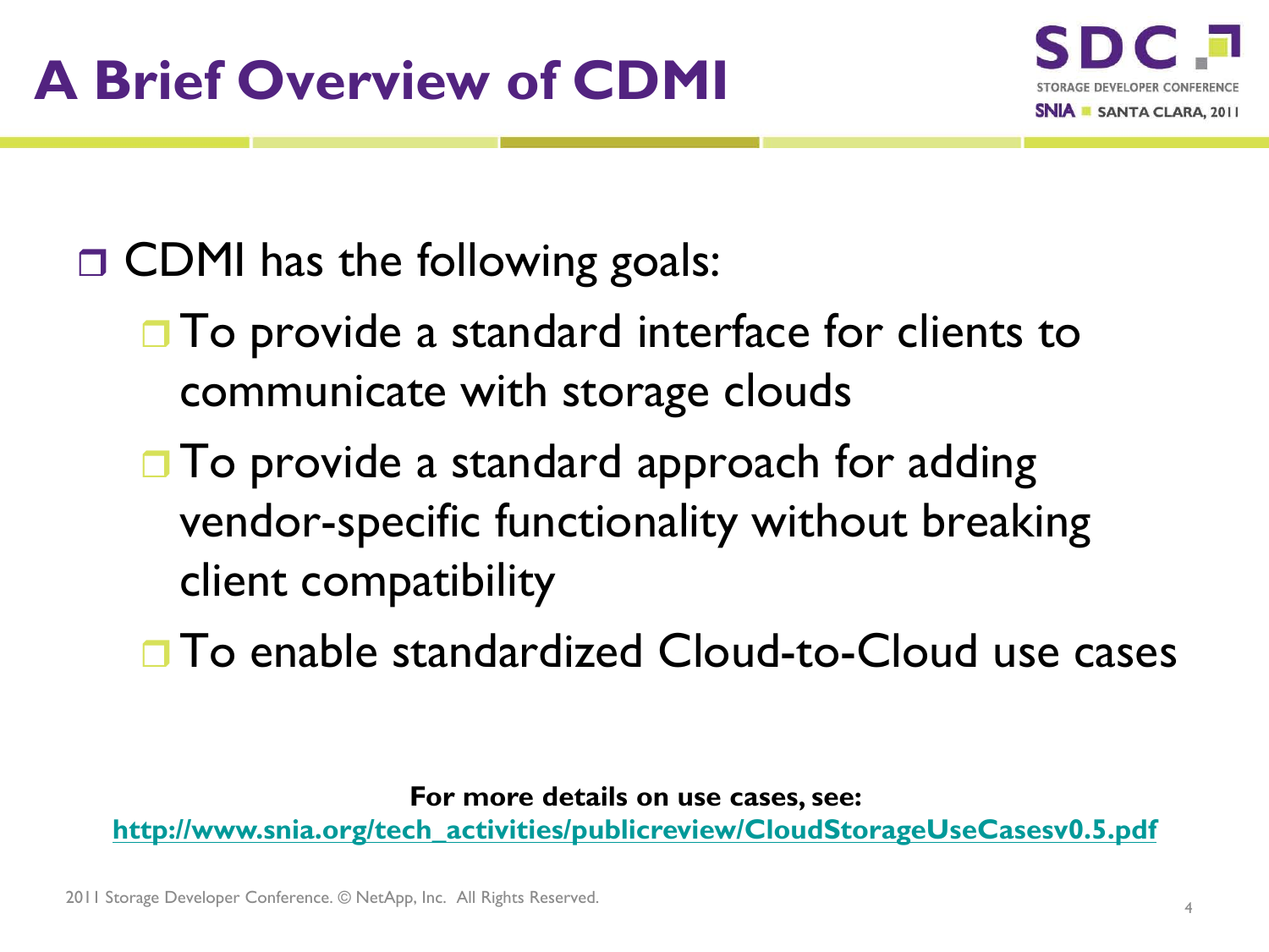# A Brief Overview of CDMI

- CDMI has the following goals:
  - To provide a standard interface for clients to communicate with storage clouds
  - To provide a standard approach for adding vendor-specific functionality without breaking client compatibility
  - To enable standardized Cloud-to-Cloud use cases

**For more details on use cases, see:**
**http://www.snia.org/tech_activities/publicreview/CloudStorageUseCasesv0.5.pdf**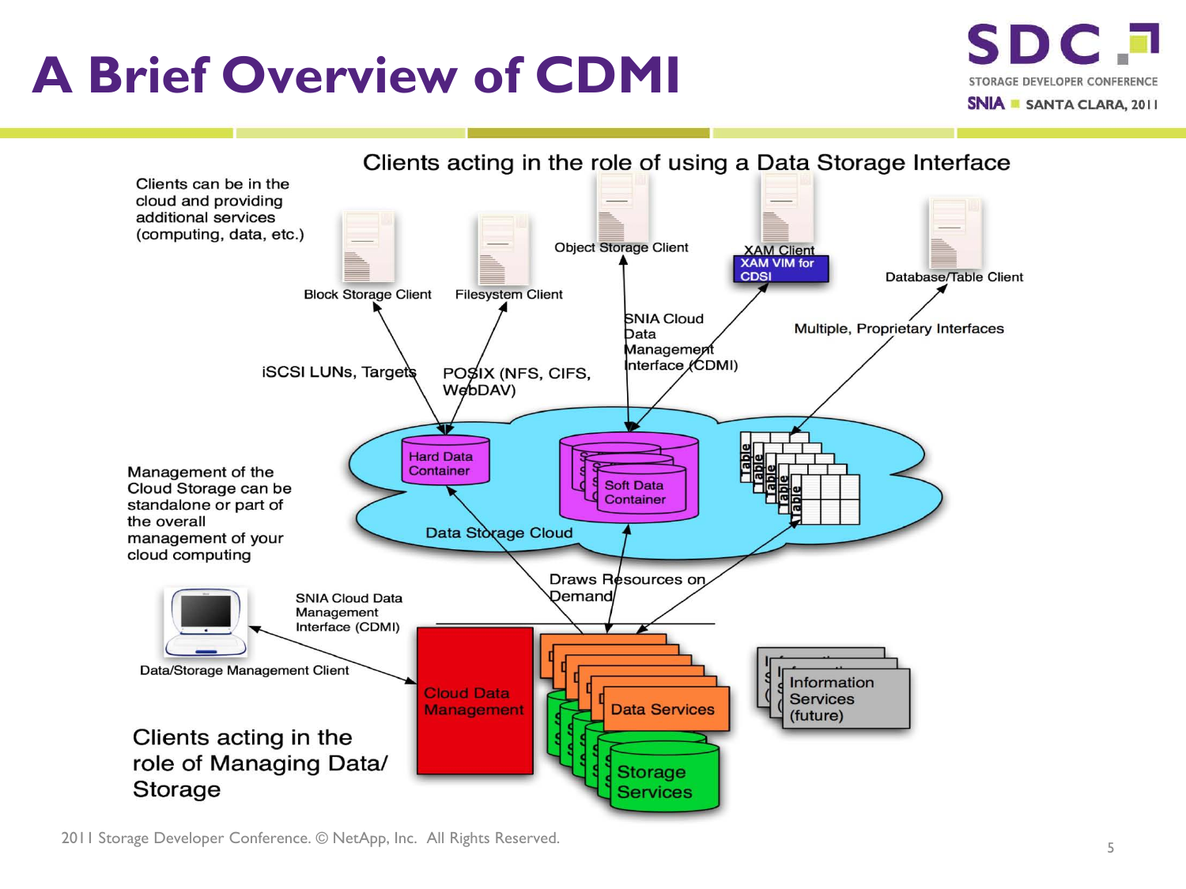# A Brief Overview of CDMI

Clients acting in the role of using a Data Storage Interface

Clients can be in the cloud and providing additional services (computing, data, etc.)

Block Storage Client

Filesystem Client

Object Storage Client

XAM Client

XAM VIM for CDSI

Database/Table Client

iSCSI LUNs, Targets

POSIX (NFS, CIFS, WebDAV)

SNIA Cloud Data Management Interface (CDMI)

Multiple, Proprietary Interfaces

Hard Data Container

Soft Data Container

Table

Data Storage Cloud

Management of the Cloud Storage can be standalone or part of the overall management of your cloud computing

Draws Resources on Demand

SNIA Cloud Data Management Interface (CDMI)

Data/Storage Management Client

Cloud Data Management

Data Services

Storage Services

Information Services (future)

Clients acting in the role of Managing Data/ Storage

2011 Storage Developer Conference. © NetApp, Inc. All Rights Reserved.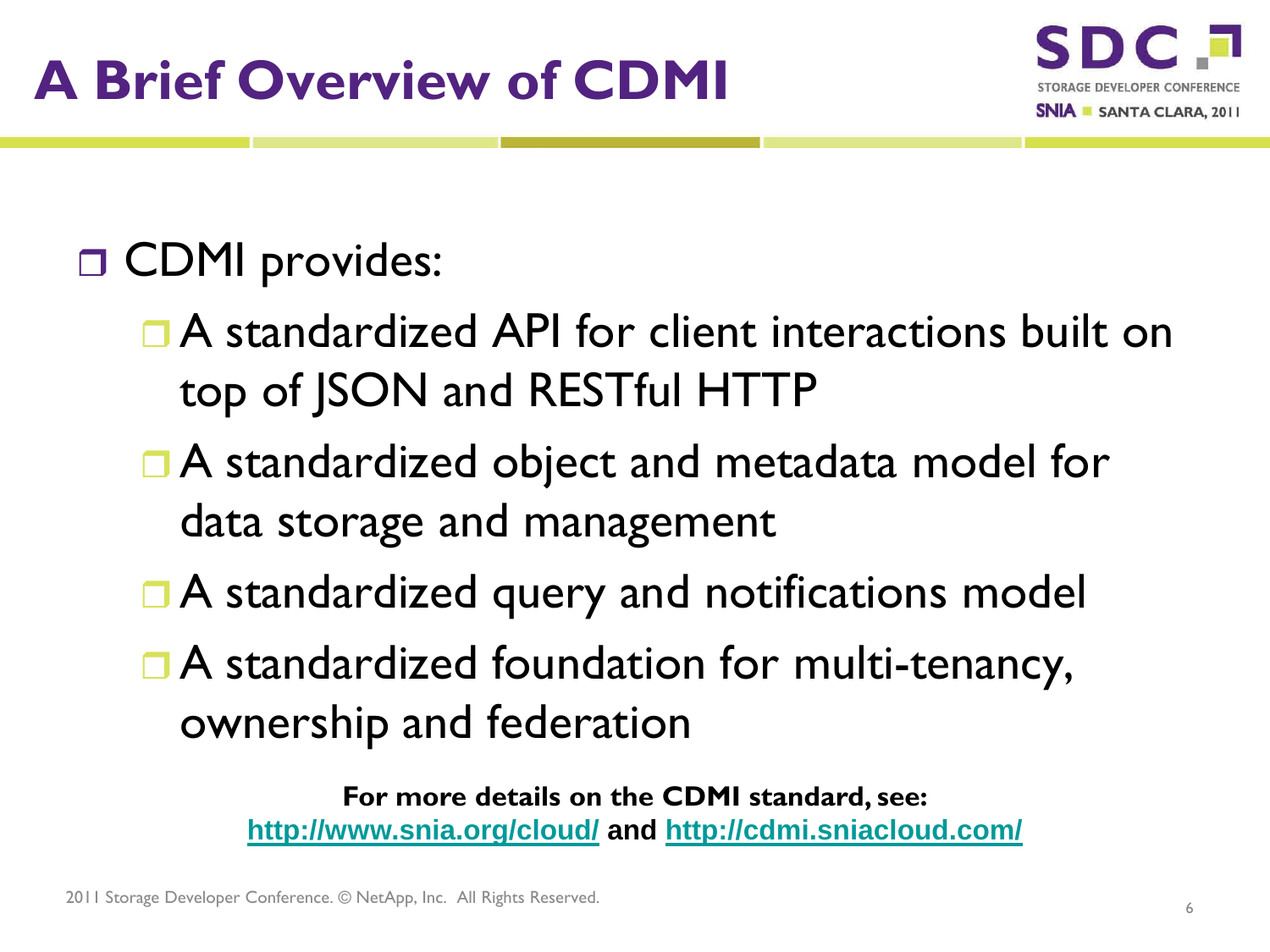# A Brief Overview of CDMI

- CDMI provides:
  - A standardized API for client interactions built on top of JSON and RESTful HTTP
  - A standardized object and metadata model for data storage and management
  - A standardized query and notifications model
  - A standardized foundation for multi-tenancy, ownership and federation

**For more details on the CDMI standard, see:**
**http://www.snia.org/cloud/ and http://cdmi.sniacloud.com/**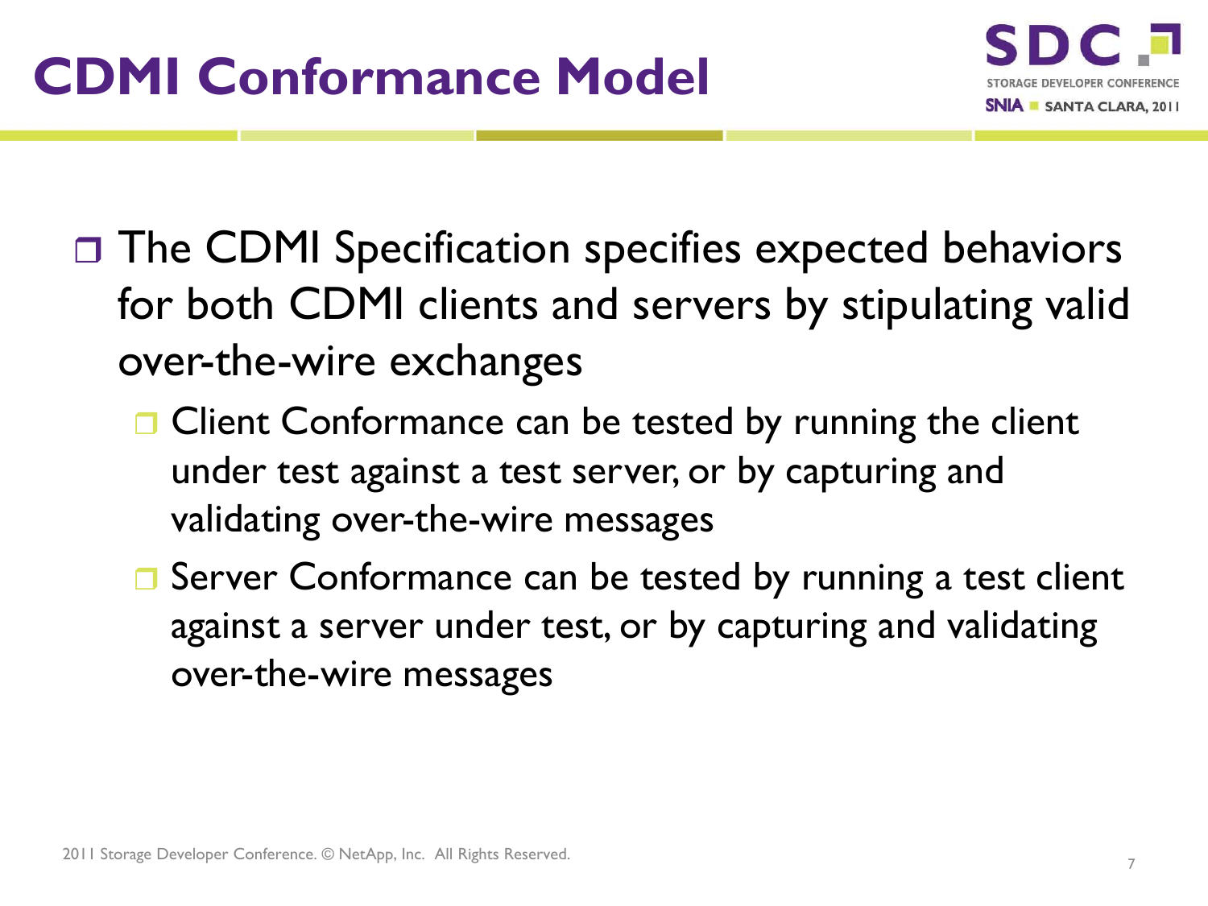# CDMI Conformance Model

- The CDMI Specification specifies expected behaviors for both CDMI clients and servers by stipulating valid over-the-wire exchanges
  - Client Conformance can be tested by running the client under test against a test server, or by capturing and validating over-the-wire messages
  - Server Conformance can be tested by running a test client against a server under test, or by capturing and validating over-the-wire messages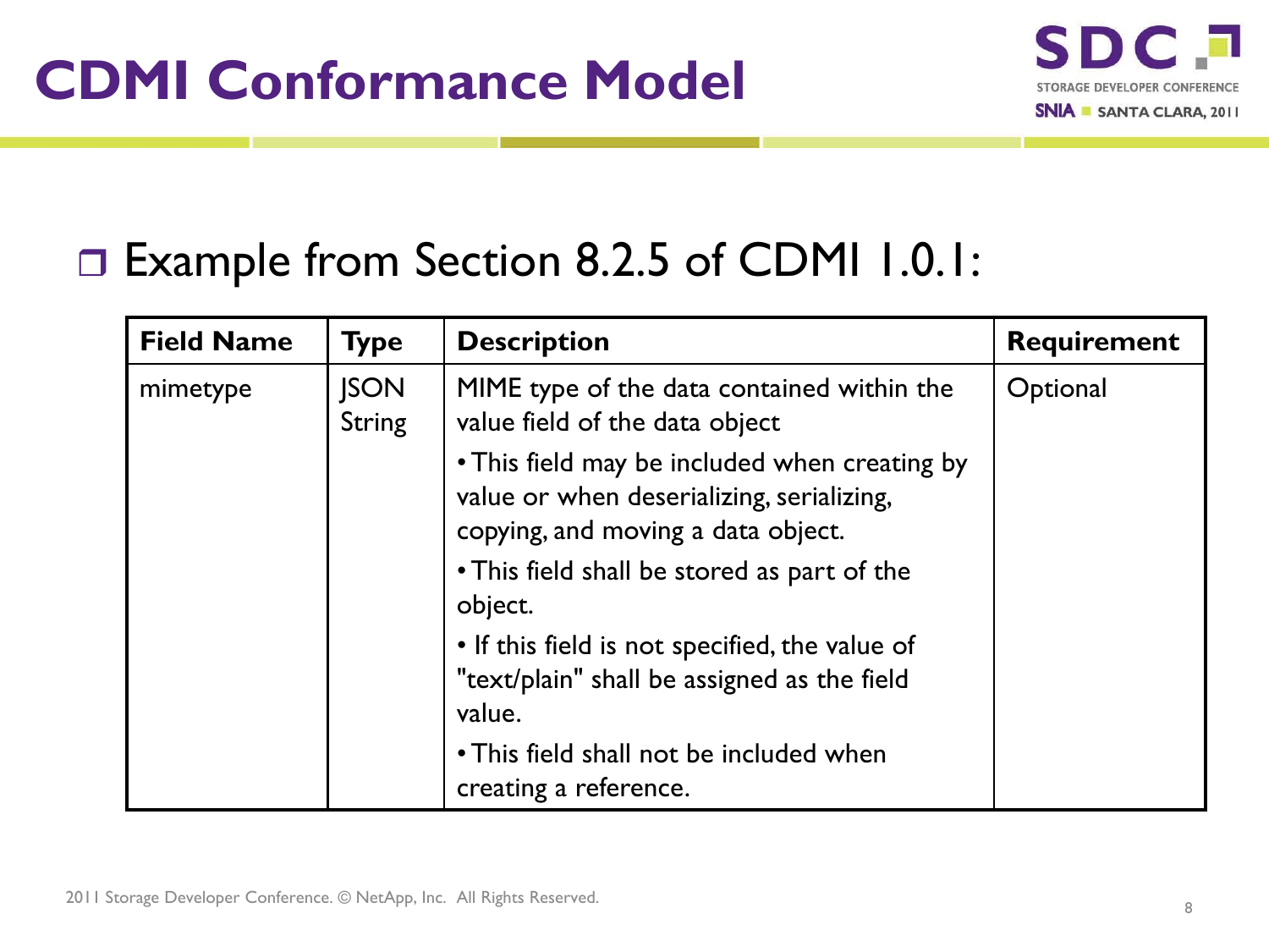# CDMI Conformance Model

- Example from Section 8.2.5 of CDMI 1.0.1:

| Field Name | Type | Description | Requirement |
|---|---|---|---|
| mimetype | JSON String | MIME type of the data contained within the value field of the data object<br>• This field may be included when creating by value or when deserializing, serializing, copying, and moving a data object.<br>• This field shall be stored as part of the object.<br>• If this field is not specified, the value of "text/plain" shall be assigned as the field value.<br>• This field shall not be included when creating a reference. | Optional |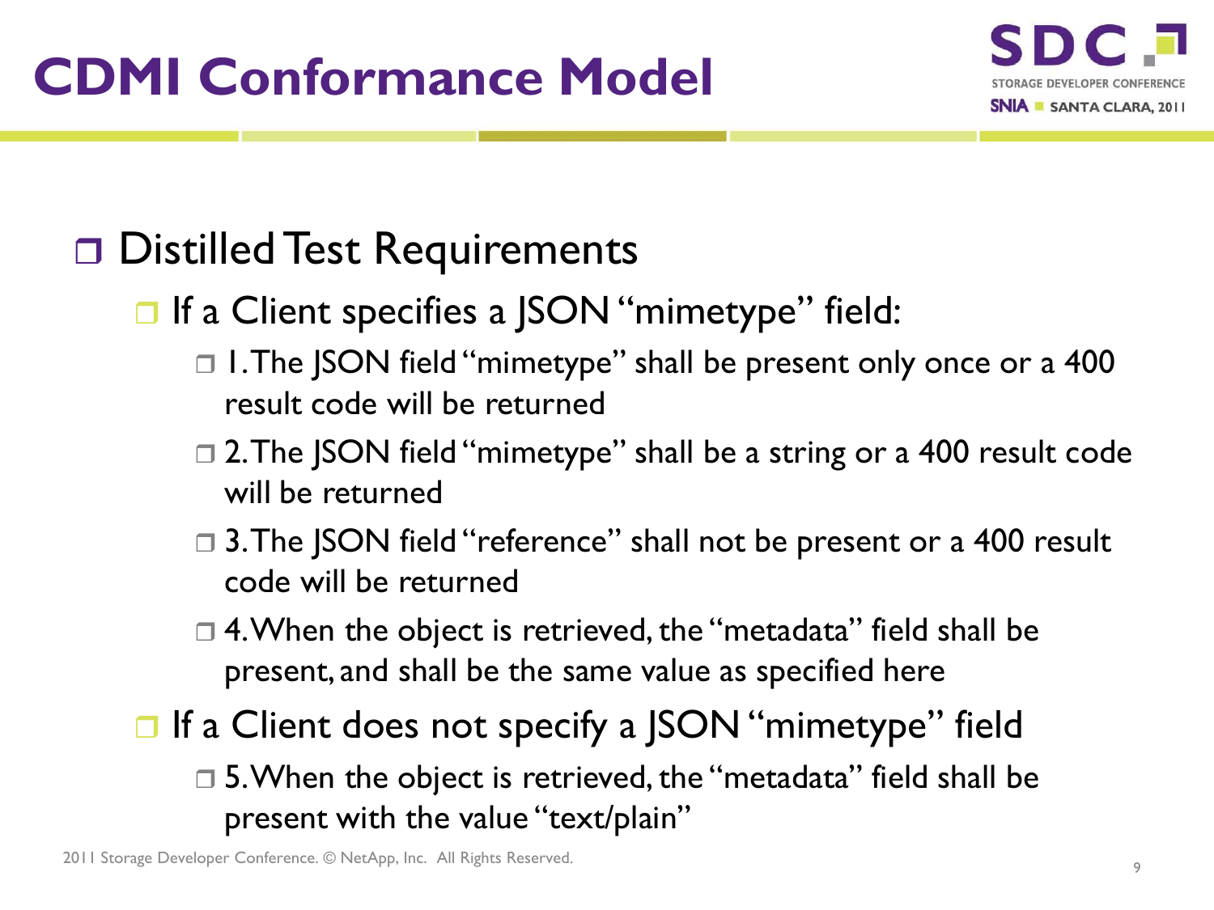# CDMI Conformance Model

- Distilled Test Requirements
  - If a Client specifies a JSON "mimetype" field:
    - 1. The JSON field "mimetype" shall be present only once or a 400 result code will be returned
    - 2. The JSON field "mimetype" shall be a string or a 400 result code will be returned
    - 3. The JSON field "reference" shall not be present or a 400 result code will be returned
    - 4. When the object is retrieved, the "metadata" field shall be present, and shall be the same value as specified here
  - If a Client does not specify a JSON "mimetype" field
    - 5. When the object is retrieved, the "metadata" field shall be present with the value "text/plain"

2011 Storage Developer Conference. © NetApp, Inc. All Rights Reserved.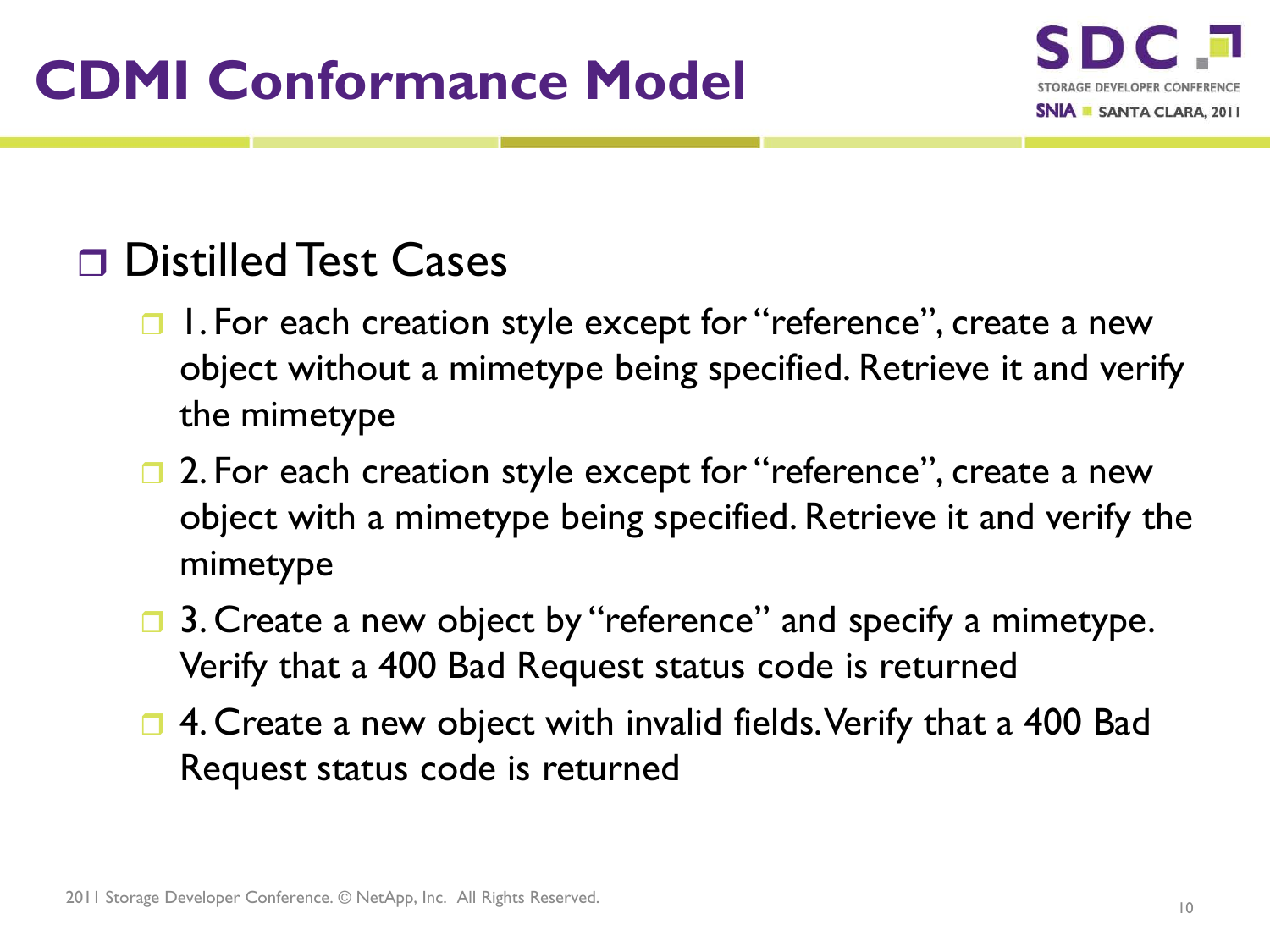# CDMI Conformance Model

- Distilled Test Cases
  - 1. For each creation style except for "reference", create a new object without a mimetype being specified. Retrieve it and verify the mimetype
  - 2. For each creation style except for "reference", create a new object with a mimetype being specified. Retrieve it and verify the mimetype
  - 3. Create a new object by "reference" and specify a mimetype. Verify that a 400 Bad Request status code is returned
  - 4. Create a new object with invalid fields. Verify that a 400 Bad Request status code is returned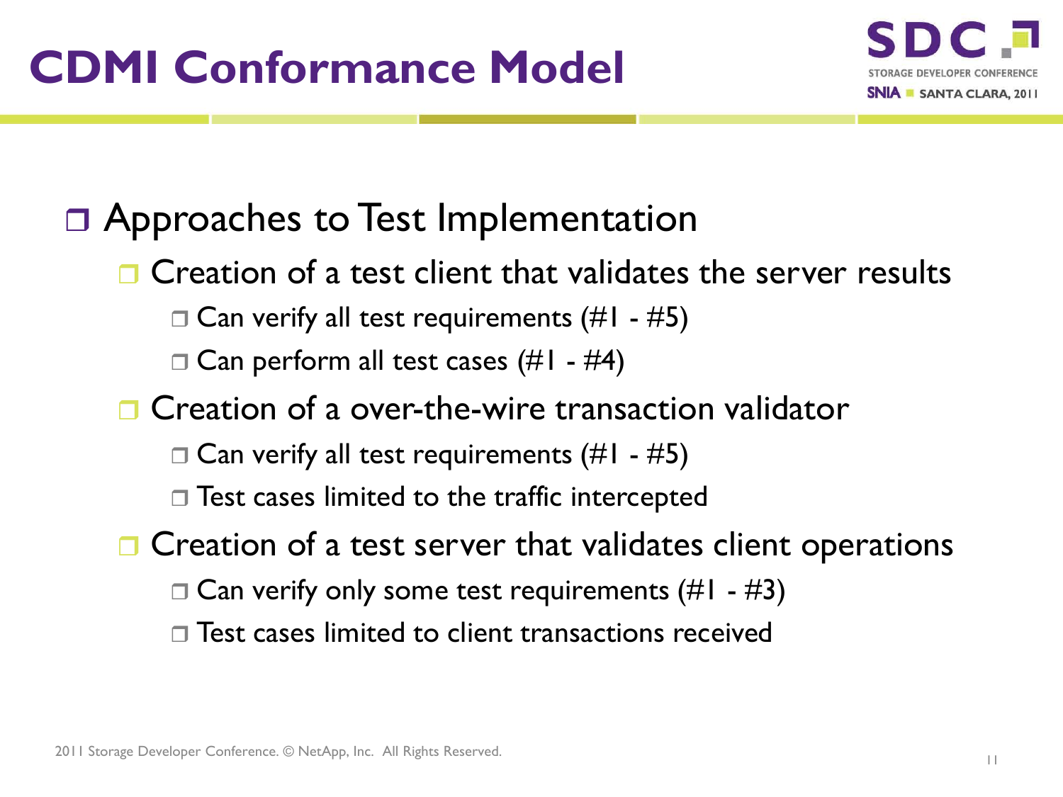# CDMI Conformance Model

- Approaches to Test Implementation
  - Creation of a test client that validates the server results
    - Can verify all test requirements (#1 - #5)
    - Can perform all test cases (#1 - #4)
  - Creation of a over-the-wire transaction validator
    - Can verify all test requirements (#1 - #5)
    - Test cases limited to the traffic intercepted
  - Creation of a test server that validates client operations
    - Can verify only some test requirements (#1 - #3)
    - Test cases limited to client transactions received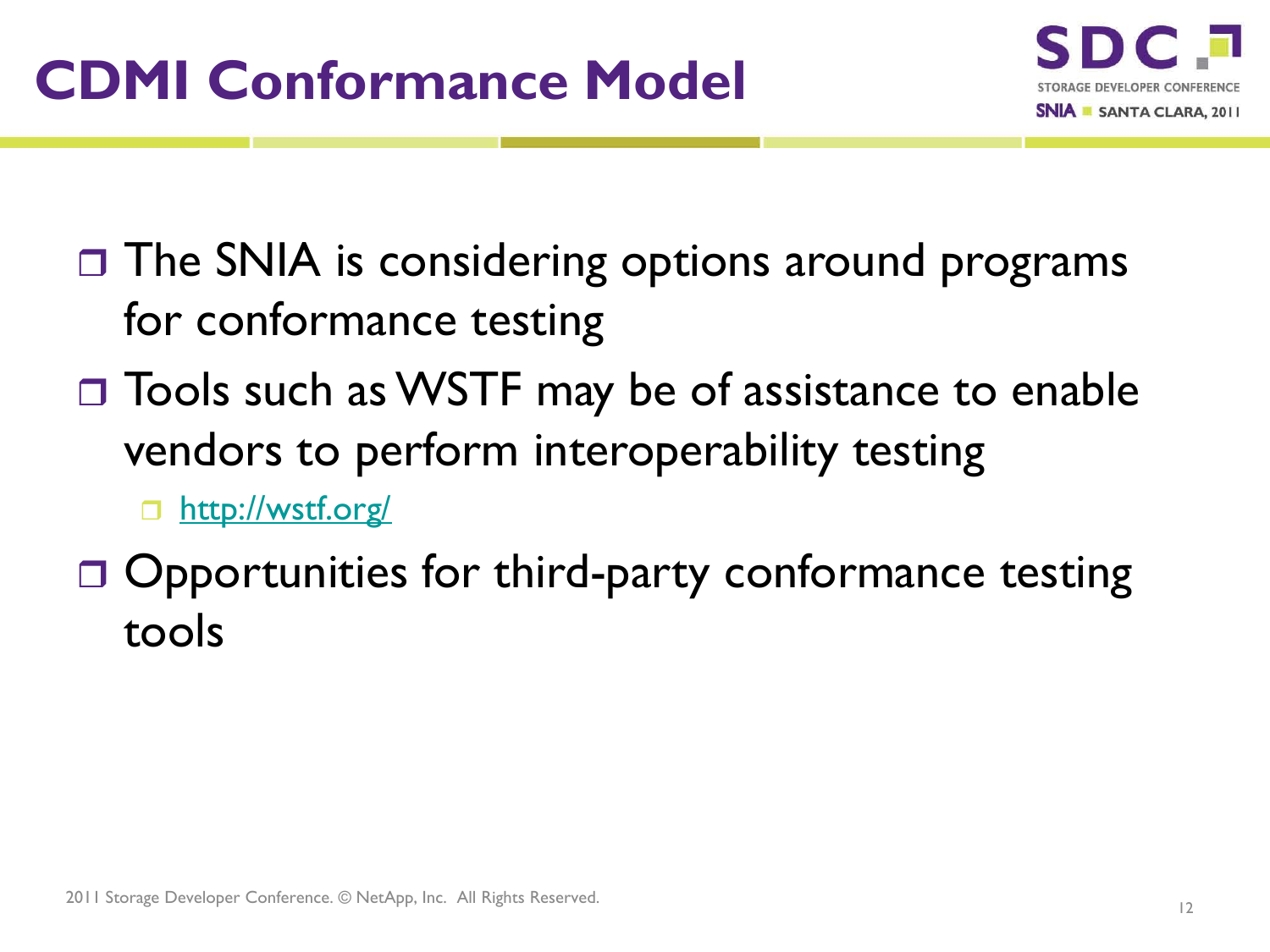# CDMI Conformance Model

- The SNIA is considering options around programs for conformance testing
- Tools such as WSTF may be of assistance to enable vendors to perform interoperability testing
  - [http://wstf.org/](http://wstf.org/)
- Opportunities for third-party conformance testing tools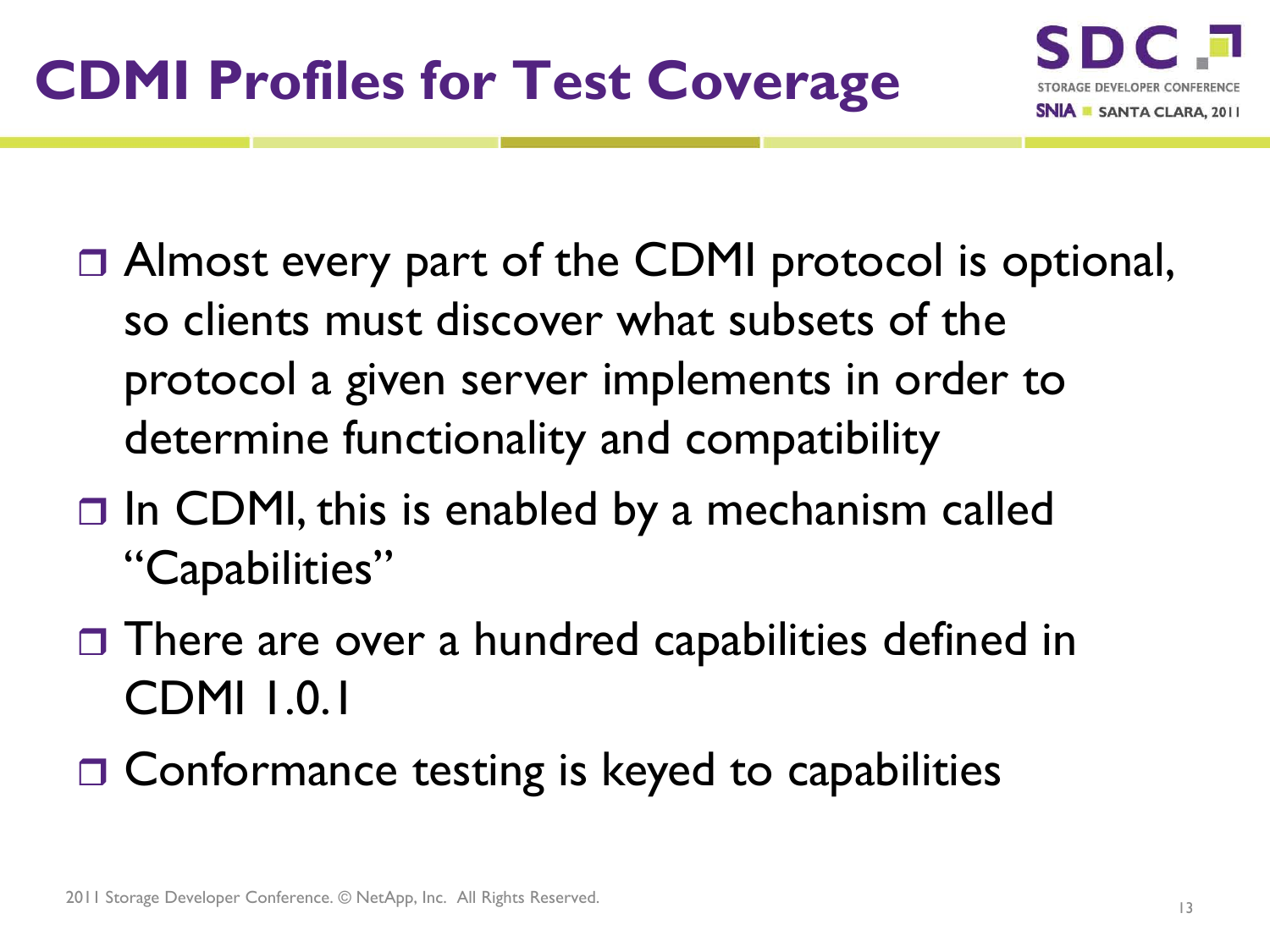# CDMI Profiles for Test Coverage

- Almost every part of the CDMI protocol is optional, so clients must discover what subsets of the protocol a given server implements in order to determine functionality and compatibility
- In CDMI, this is enabled by a mechanism called "Capabilities"
- There are over a hundred capabilities defined in CDMI 1.0.1
- Conformance testing is keyed to capabilities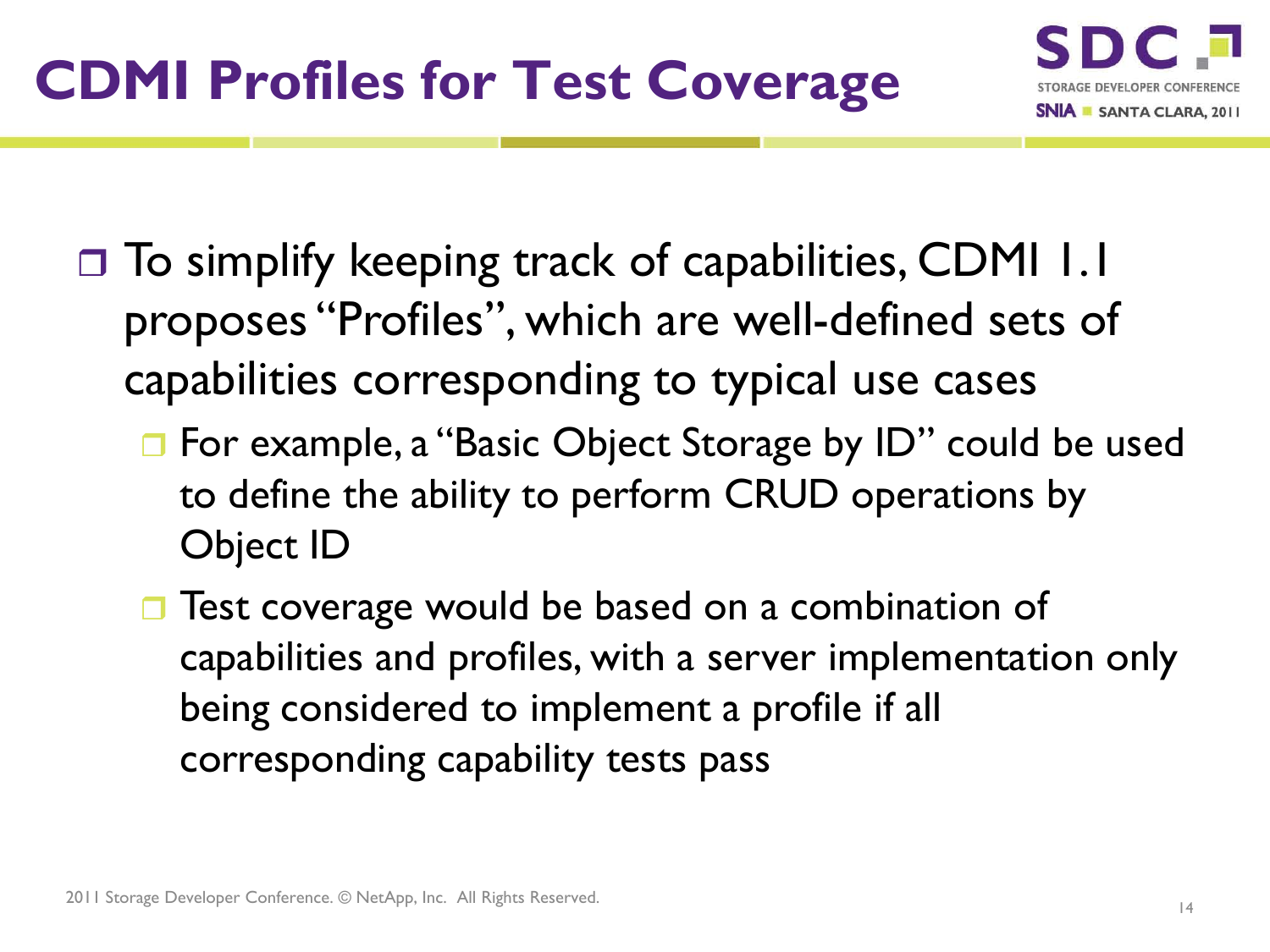# CDMI Profiles for Test Coverage

- To simplify keeping track of capabilities, CDMI 1.1 proposes "Profiles", which are well-defined sets of capabilities corresponding to typical use cases
  - For example, a "Basic Object Storage by ID" could be used to define the ability to perform CRUD operations by Object ID
  - Test coverage would be based on a combination of capabilities and profiles, with a server implementation only being considered to implement a profile if all corresponding capability tests pass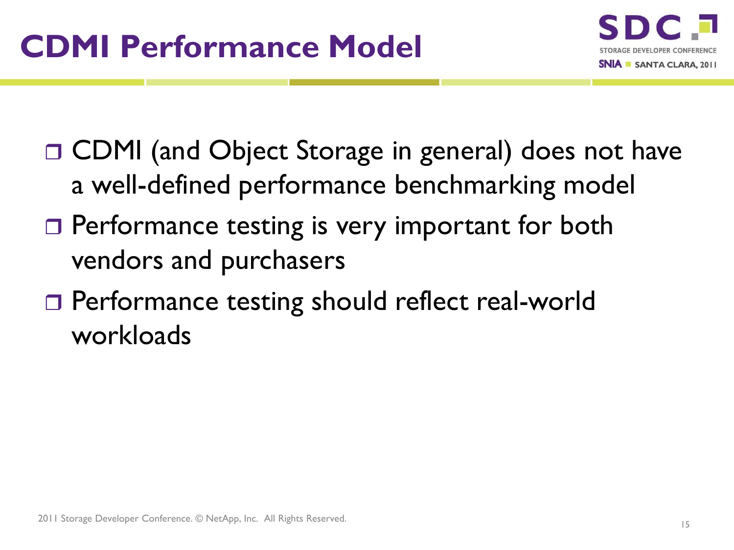# CDMI Performance Model

- CDMI (and Object Storage in general) does not have a well-defined performance benchmarking model
- Performance testing is very important for both vendors and purchasers
- Performance testing should reflect real-world workloads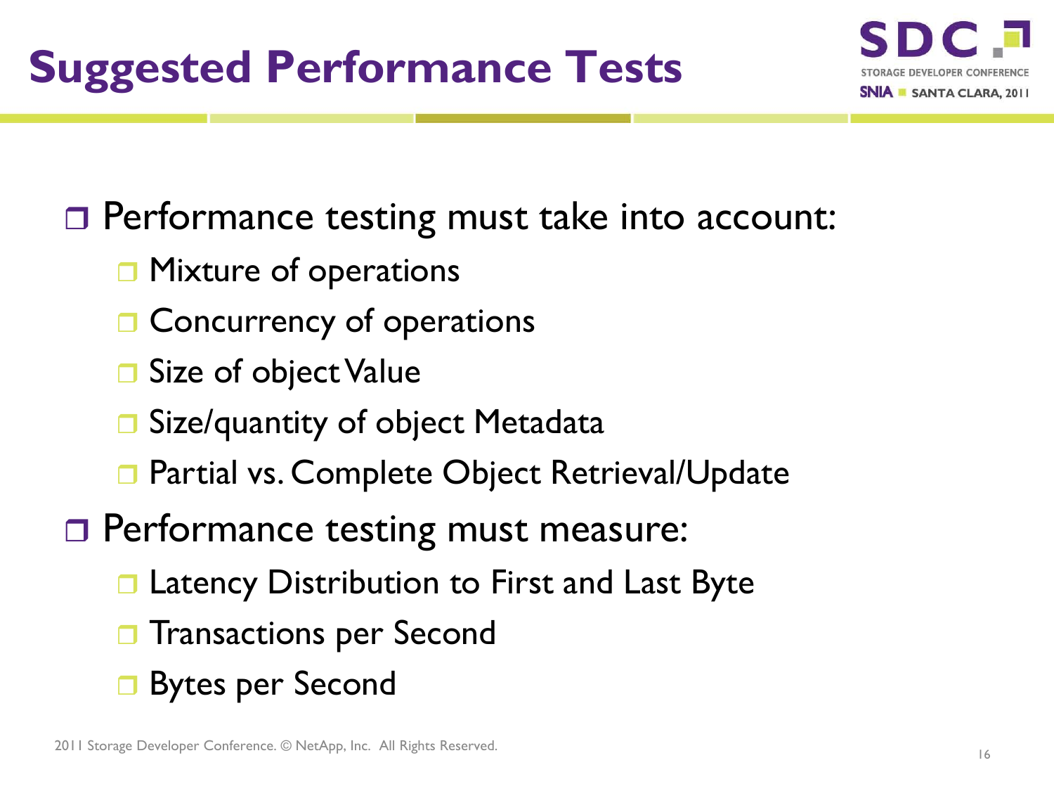# Suggested Performance Tests

- Performance testing must take into account:
  - Mixture of operations
  - Concurrency of operations
  - Size of object Value
  - Size/quantity of object Metadata
  - Partial vs. Complete Object Retrieval/Update
- Performance testing must measure:
  - Latency Distribution to First and Last Byte
  - Transactions per Second
  - Bytes per Second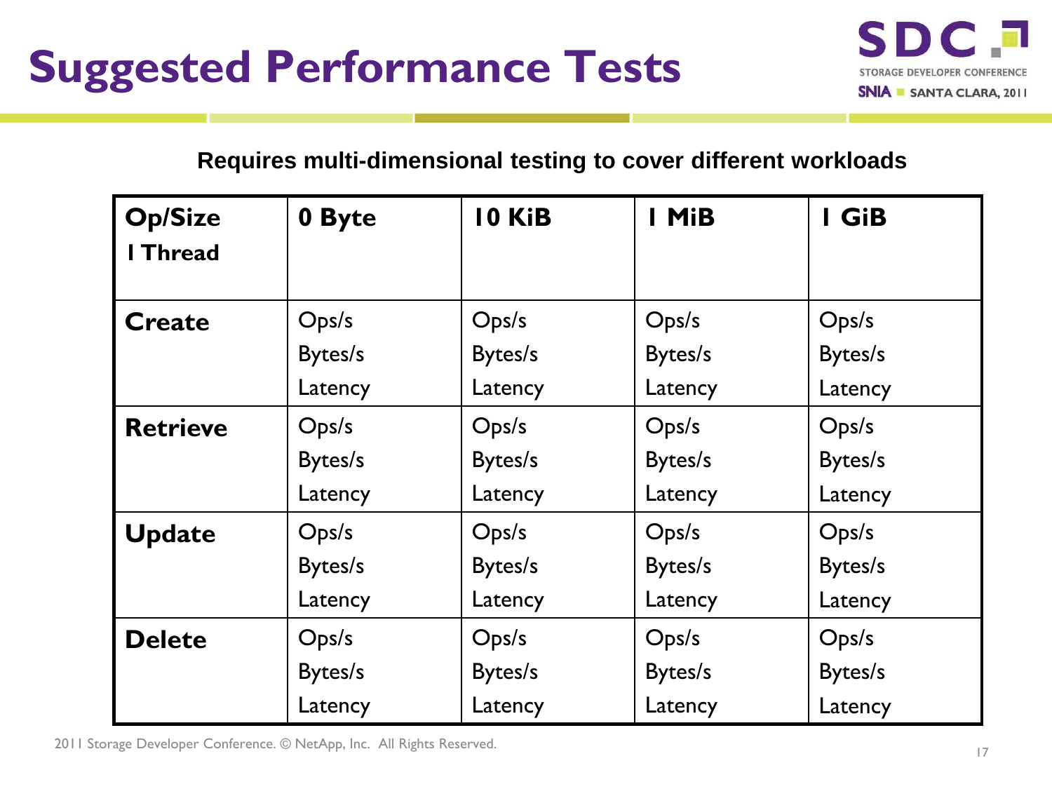# Suggested Performance Tests

**Requires multi-dimensional testing to cover different workloads**

| Op/Size<br>1 Thread | 0 Byte | 10 KiB | 1 MiB | 1 GiB |
|---|---|---|---|---|
| **Create** | Ops/s<br>Bytes/s<br>Latency | Ops/s<br>Bytes/s<br>Latency | Ops/s<br>Bytes/s<br>Latency | Ops/s<br>Bytes/s<br>Latency |
| **Retrieve** | Ops/s<br>Bytes/s<br>Latency | Ops/s<br>Bytes/s<br>Latency | Ops/s<br>Bytes/s<br>Latency | Ops/s<br>Bytes/s<br>Latency |
| **Update** | Ops/s<br>Bytes/s<br>Latency | Ops/s<br>Bytes/s<br>Latency | Ops/s<br>Bytes/s<br>Latency | Ops/s<br>Bytes/s<br>Latency |
| **Delete** | Ops/s<br>Bytes/s<br>Latency | Ops/s<br>Bytes/s<br>Latency | Ops/s<br>Bytes/s<br>Latency | Ops/s<br>Bytes/s<br>Latency |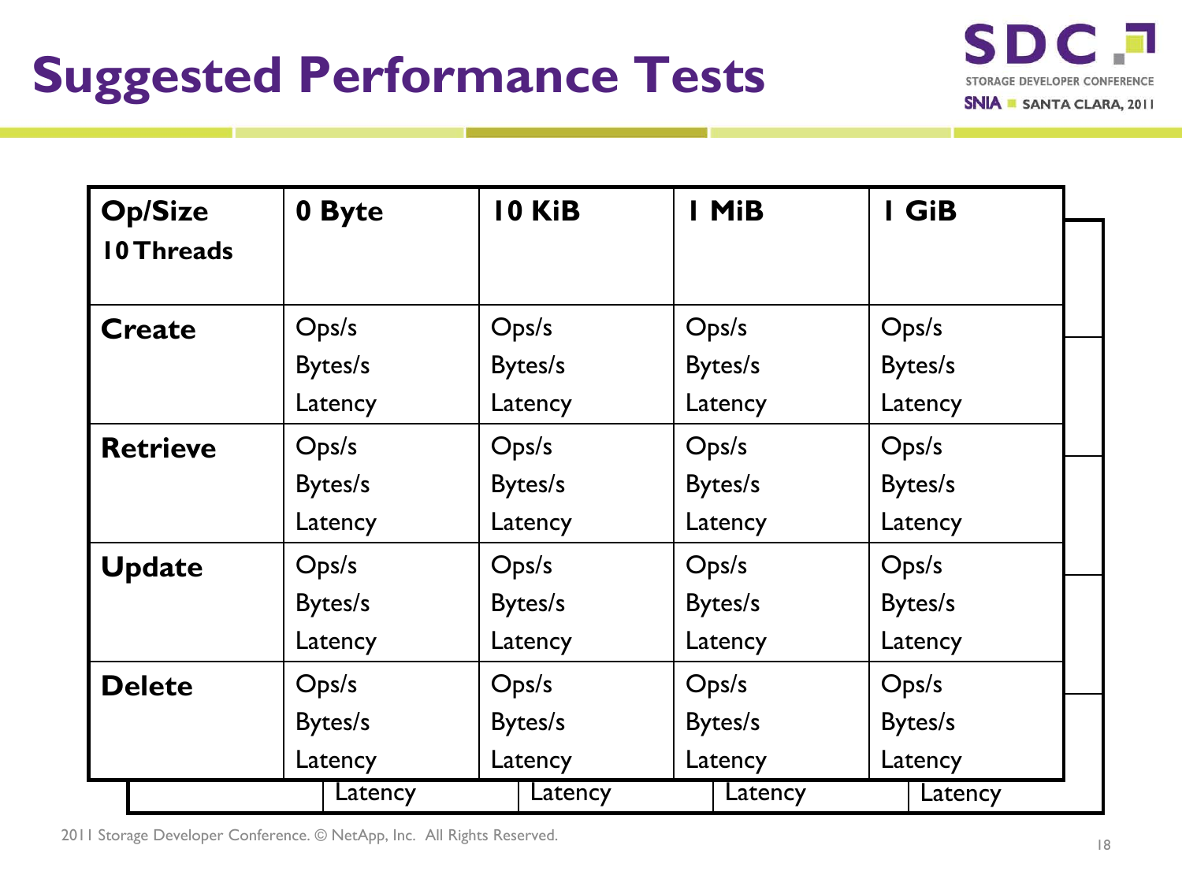# Suggested Performance Tests

| Op/Size 10 Threads | 0 Byte | 10 KiB | 1 MiB | 1 GiB |
|---|---|---|---|---|
| **Create** | Ops/s Bytes/s Latency | Ops/s Bytes/s Latency | Ops/s Bytes/s Latency | Ops/s Bytes/s Latency |
| **Retrieve** | Ops/s Bytes/s Latency | Ops/s Bytes/s Latency | Ops/s Bytes/s Latency | Ops/s Bytes/s Latency |
| **Update** | Ops/s Bytes/s Latency | Ops/s Bytes/s Latency | Ops/s Bytes/s Latency | Ops/s Bytes/s Latency |
| **Delete** | Ops/s Bytes/s Latency | Ops/s Bytes/s Latency | Ops/s Bytes/s Latency | Ops/s Bytes/s Latency |
| | Latency | Latency | Latency | Latency |

2011 Storage Developer Conference. © NetApp, Inc. All Rights Reserved.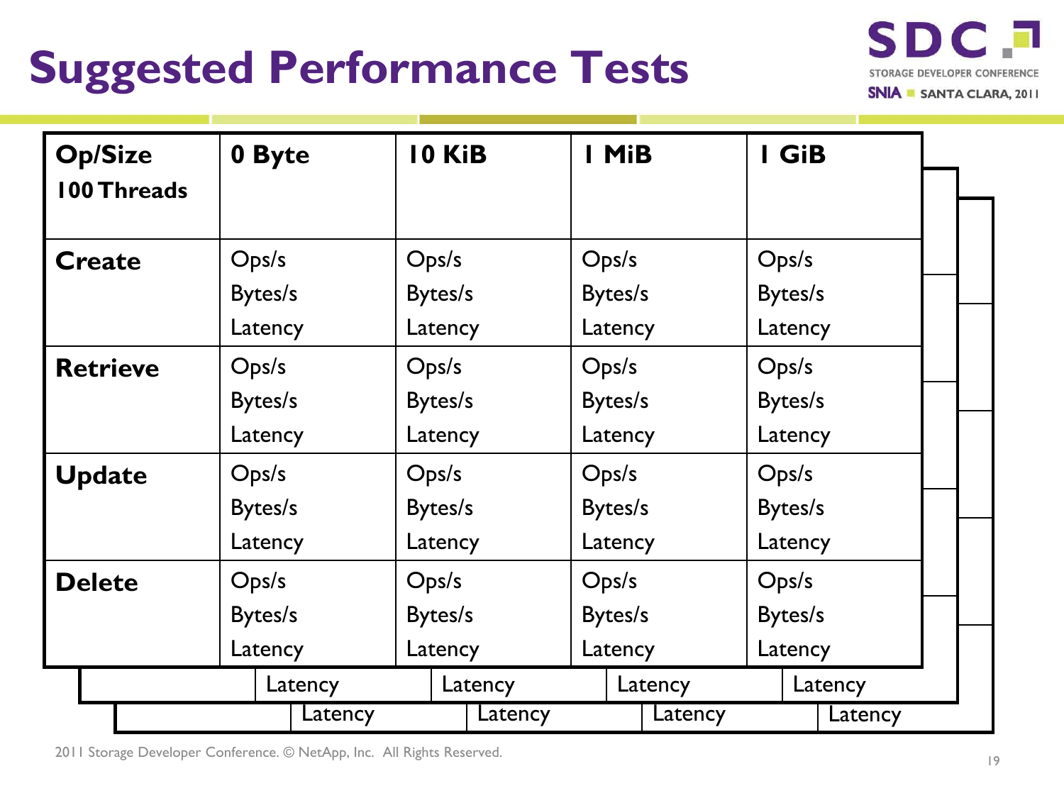# Suggested Performance Tests

| Op/Size<br>100 Threads | 0 Byte | 10 KiB | 1 MiB | 1 GiB |
|---|---|---|---|---|
| **Create** | Ops/s<br>Bytes/s<br>Latency | Ops/s<br>Bytes/s<br>Latency | Ops/s<br>Bytes/s<br>Latency | Ops/s<br>Bytes/s<br>Latency |
| **Retrieve** | Ops/s<br>Bytes/s<br>Latency | Ops/s<br>Bytes/s<br>Latency | Ops/s<br>Bytes/s<br>Latency | Ops/s<br>Bytes/s<br>Latency |
| **Update** | Ops/s<br>Bytes/s<br>Latency | Ops/s<br>Bytes/s<br>Latency | Ops/s<br>Bytes/s<br>Latency | Ops/s<br>Bytes/s<br>Latency |
| **Delete** | Ops/s<br>Bytes/s<br>Latency | Ops/s<br>Bytes/s<br>Latency | Ops/s<br>Bytes/s<br>Latency | Ops/s<br>Bytes/s<br>Latency |

| | | | | |
|---|---|---|---|---|
| | Latency | Latency | Latency | Latency |

| | | | | |
|---|---|---|---|---|
| | Latency | Latency | Latency | Latency |

2011 Storage Developer Conference. © NetApp, Inc. All Rights Reserved.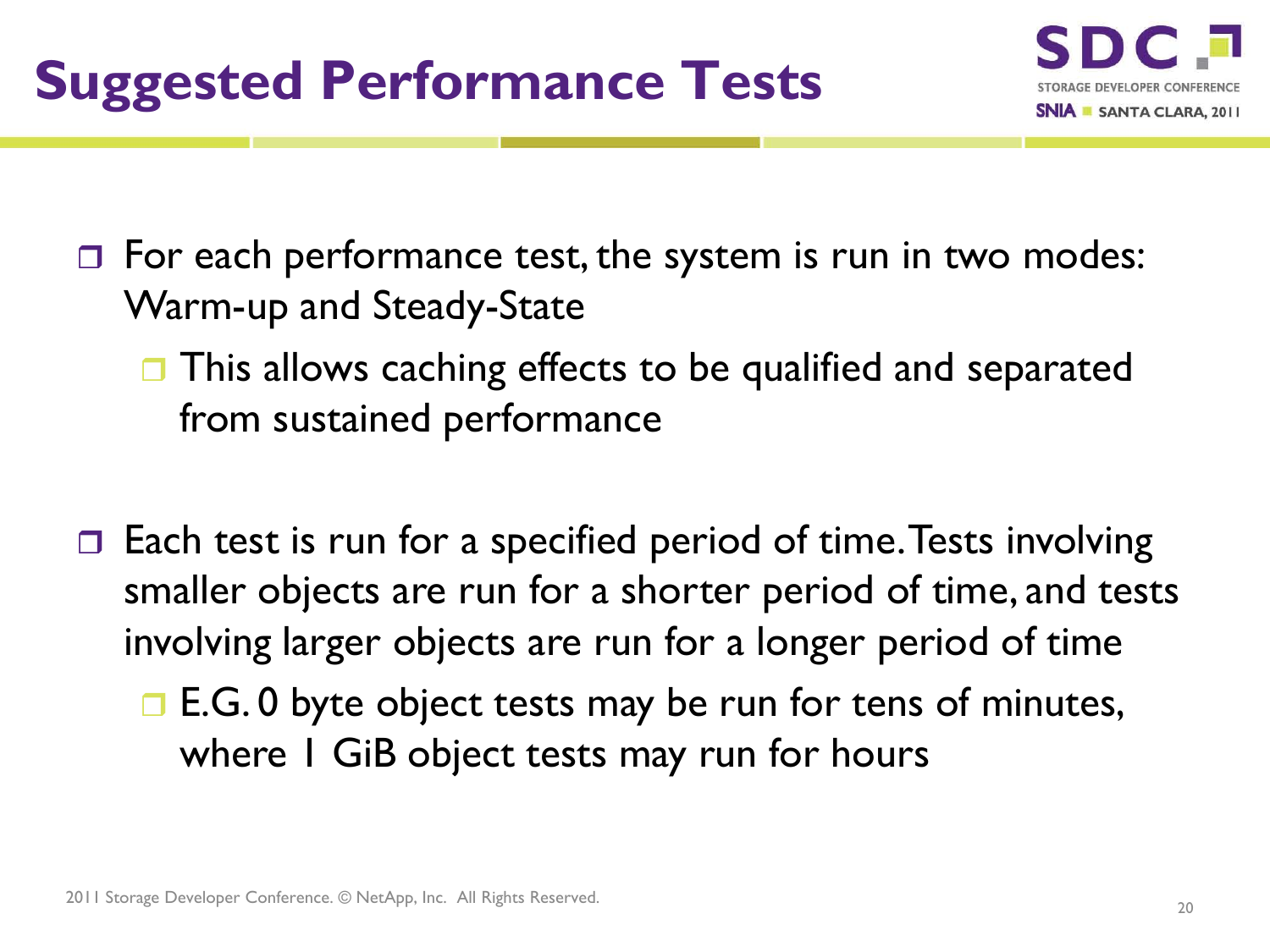# Suggested Performance Tests

- For each performance test, the system is run in two modes: Warm-up and Steady-State
  - This allows caching effects to be qualified and separated from sustained performance

- Each test is run for a specified period of time. Tests involving smaller objects are run for a shorter period of time, and tests involving larger objects are run for a longer period of time
  - E.G. 0 byte object tests may be run for tens of minutes, where 1 GiB object tests may run for hours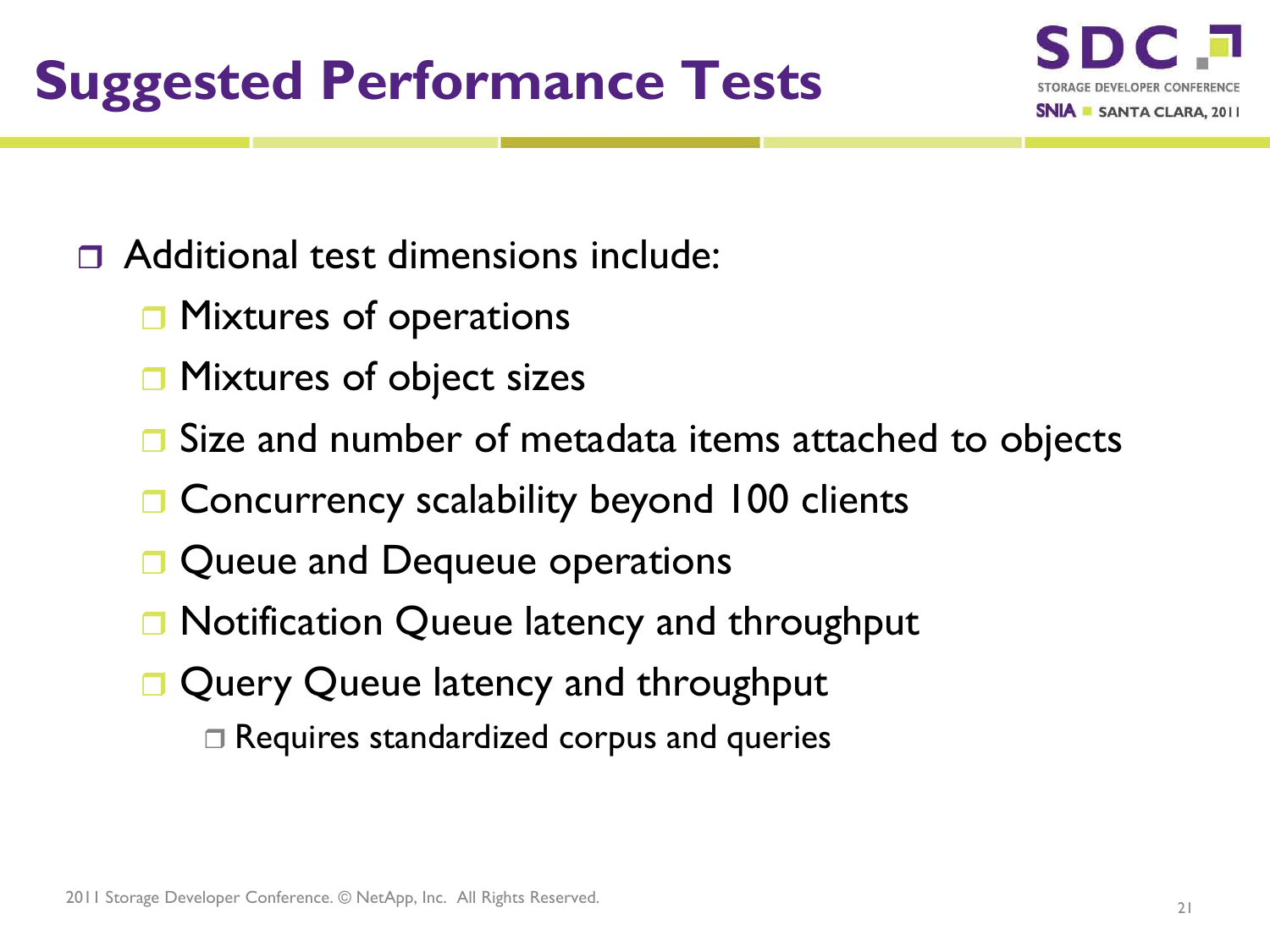# Suggested Performance Tests

- Additional test dimensions include:
  - Mixtures of operations
  - Mixtures of object sizes
  - Size and number of metadata items attached to objects
  - Concurrency scalability beyond 100 clients
  - Queue and Dequeue operations
  - Notification Queue latency and throughput
  - Query Queue latency and throughput
    - Requires standardized corpus and queries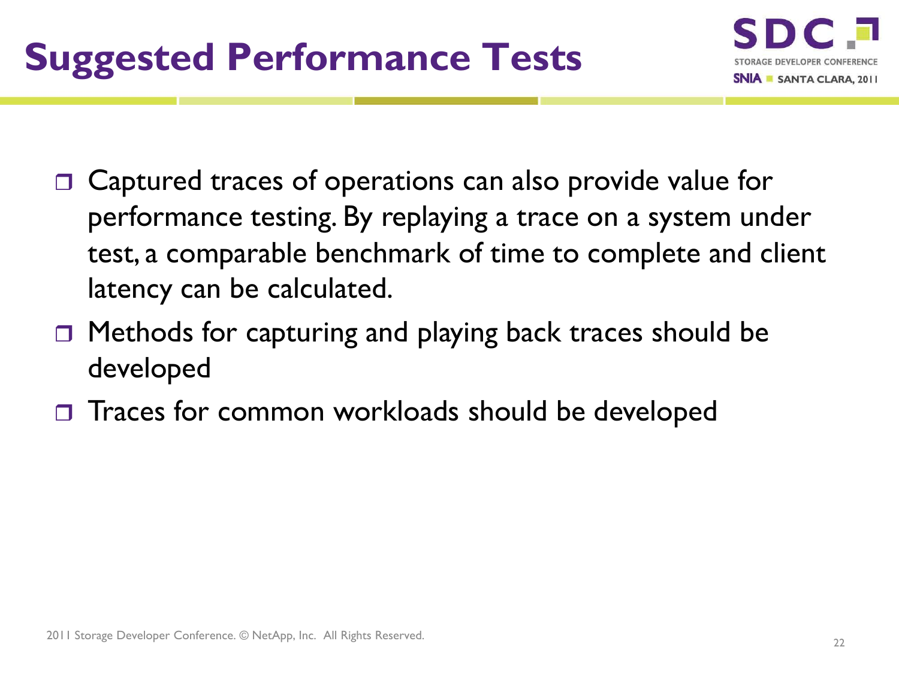# Suggested Performance Tests

- Captured traces of operations can also provide value for performance testing. By replaying a trace on a system under test, a comparable benchmark of time to complete and client latency can be calculated.
- Methods for capturing and playing back traces should be developed
- Traces for common workloads should be developed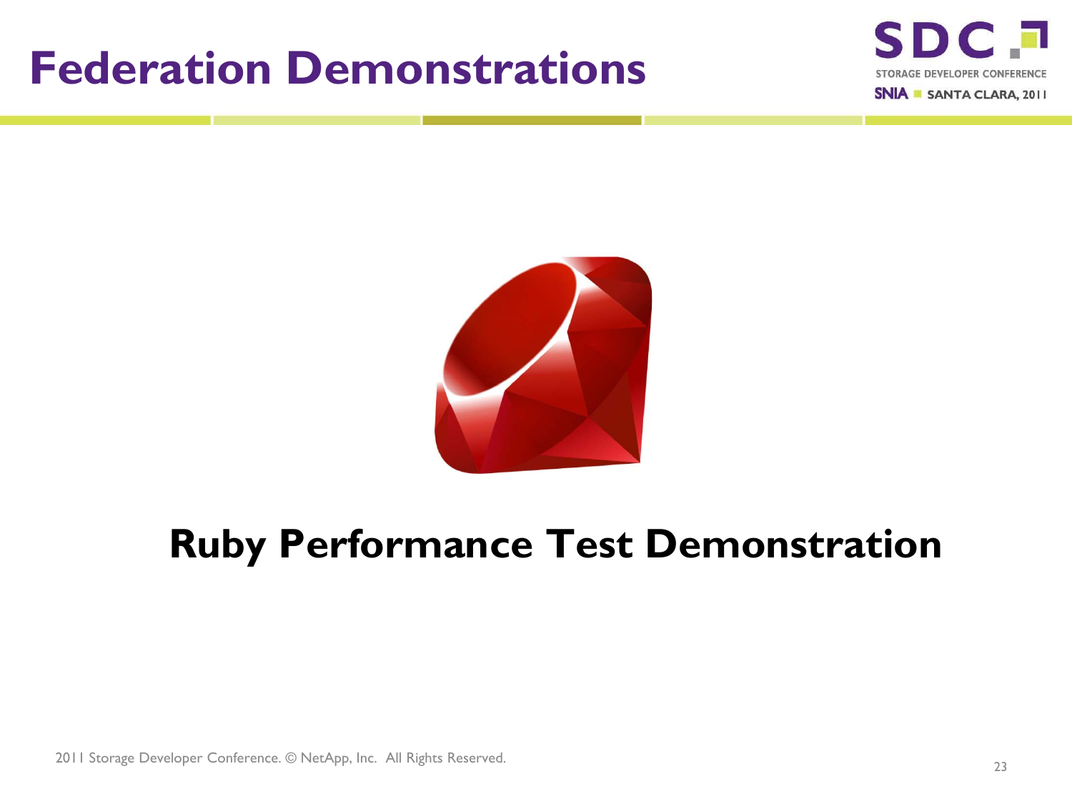# Federation Demonstrations

**Ruby Performance Test Demonstration**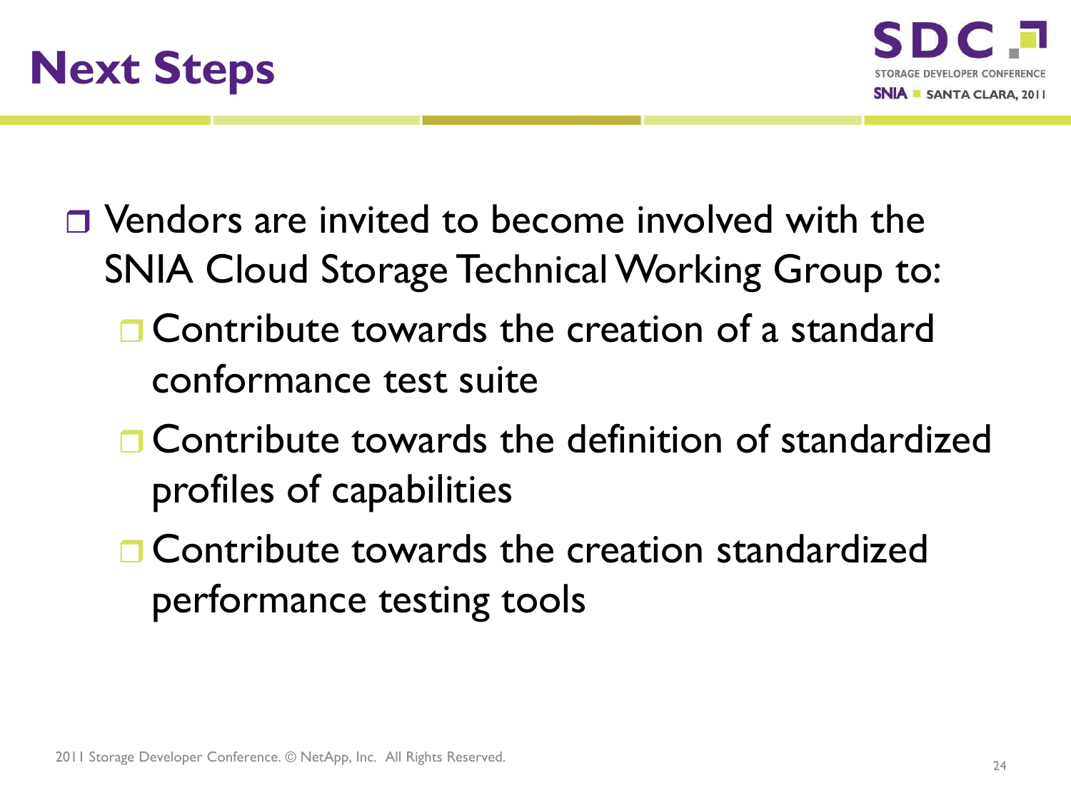# Next Steps

- Vendors are invited to become involved with the SNIA Cloud Storage Technical Working Group to:
  - Contribute towards the creation of a standard conformance test suite
  - Contribute towards the definition of standardized profiles of capabilities
  - Contribute towards the creation standardized performance testing tools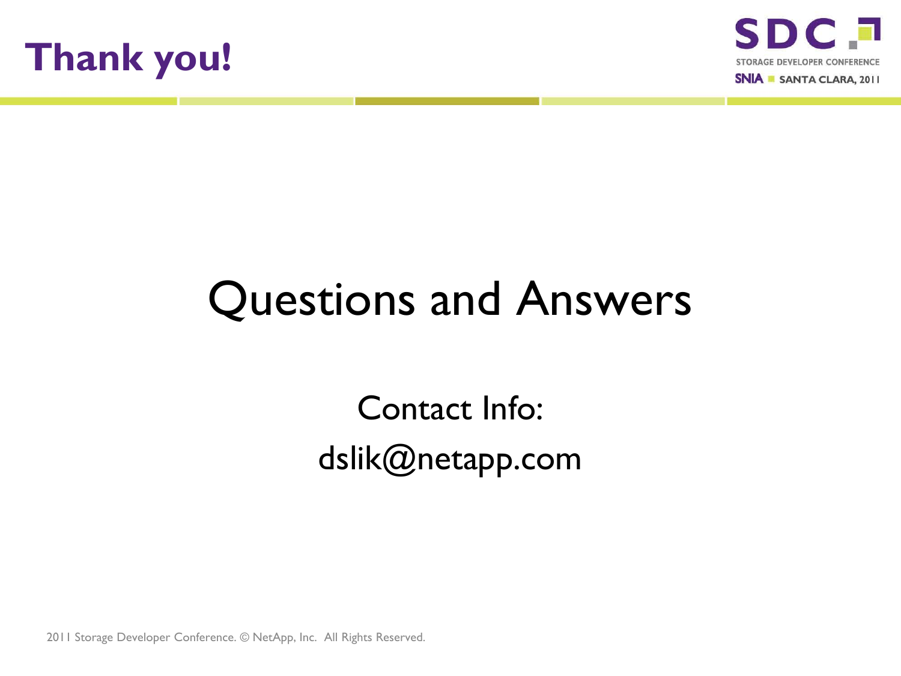# Thank you!

## Questions and Answers

Contact Info:

dslik@netapp.com